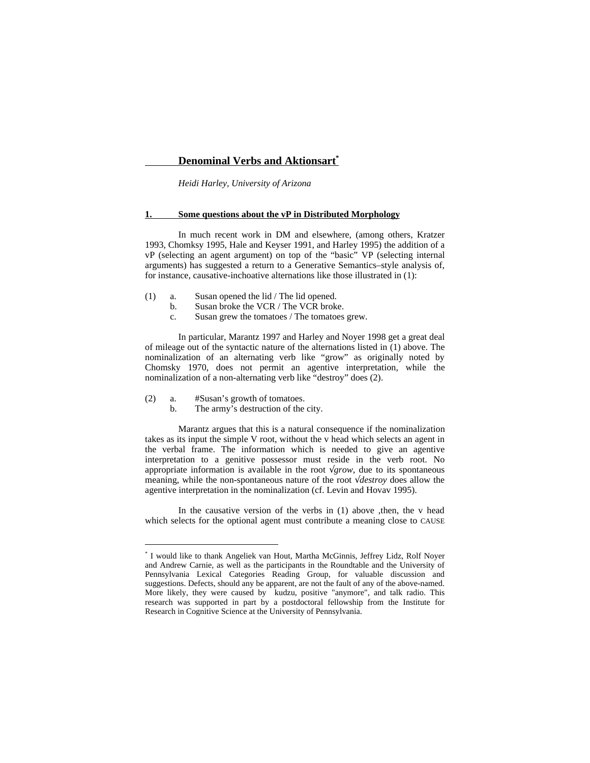# Denominal Verbs and Aktionsart[*]

*Heidi Harley, University of Arizona*

## 1. Some questions about the vP in Distributed Morphology

In much recent work in DM and elsewhere, (among others, Kratzer 1993, Chomksy 1995, Hale and Keyser 1991, and Harley 1995) the addition of a vP (selecting an agent argument) on top of the "basic" VP (selecting internal arguments) has suggested a return to a Generative Semantics–style analysis of, for instance, causative-inchoative alternations like those illustrated in (1):

(1) a. Susan opened the lid / The lid opened.
  b. Susan broke the VCR / The VCR broke.
  c. Susan grew the tomatoes / The tomatoes grew.

In particular, Marantz 1997 and Harley and Noyer 1998 get a great deal of mileage out of the syntactic nature of the alternations listed in (1) above. The nominalization of an alternating verb like "grow" as originally noted by Chomsky 1970, does not permit an agentive interpretation, while the nominalization of a non-alternating verb like "destroy" does (2).

(2) a. #Susan's growth of tomatoes.
  b. The army's destruction of the city.

Marantz argues that this is a natural consequence if the nominalization takes as its input the simple V root, without the v head which selects an agent in the verbal frame. The information which is needed to give an agentive interpretation to a genitive possessor must reside in the verb root. No appropriate information is available in the root √*grow*, due to its spontaneous meaning, while the non-spontaneous nature of the root √*destroy* does allow the agentive interpretation in the nominalization (cf. Levin and Hovav 1995).

In the causative version of the verbs in (1) above ,then, the v head which selects for the optional agent must contribute a meaning close to CAUSE

---

[*] I would like to thank Angeliek van Hout, Martha McGinnis, Jeffrey Lidz, Rolf Noyer and Andrew Carnie, as well as the participants in the Roundtable and the University of Pennsylvania Lexical Categories Reading Group, for valuable discussion and suggestions. Defects, should any be apparent, are not the fault of any of the above-named. More likely, they were caused by kudzu, positive "anymore", and talk radio. This research was supported in part by a postdoctoral fellowship from the Institute for Research in Cognitive Science at the University of Pennsylvania.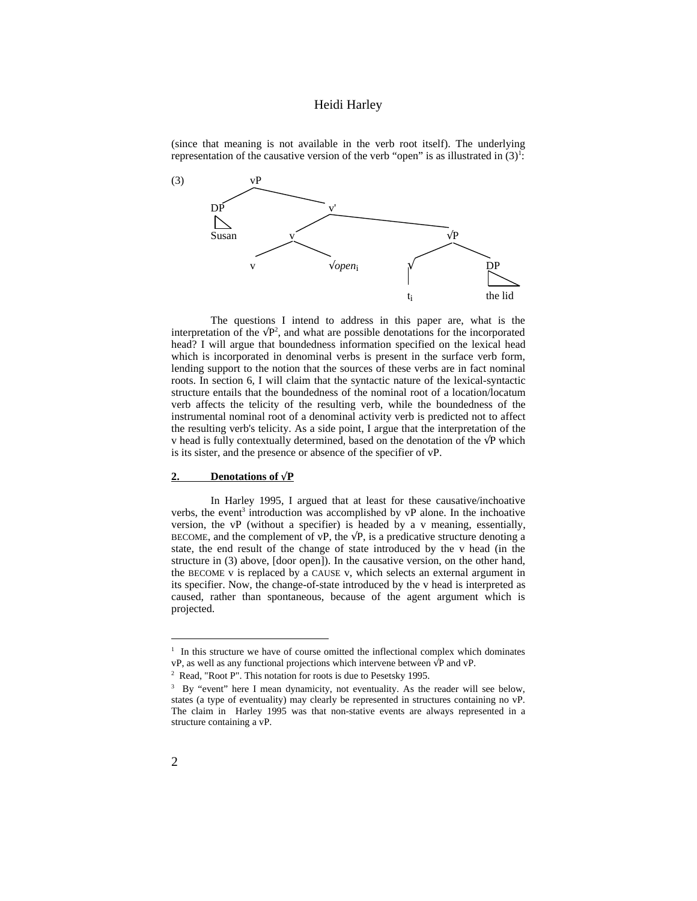(since that meaning is not available in the verb root itself). The underlying representation of the causative version of the verb "open" is as illustrated in (3)[1]:

```
(3)            vP
             /    \
           DP      v'
           |      /   \
         Susan   v      √P
                / \    /   \
               v  √open_i  √    DP
                           |    |
                           t_i  the lid
```

The questions I intend to address in this paper are, what is the interpretation of the √P[2], and what are possible denotations for the incorporated head? I will argue that boundedness information specified on the lexical head which is incorporated in denominal verbs is present in the surface verb form, lending support to the notion that the sources of these verbs are in fact nominal roots. In section 6, I will claim that the syntactic nature of the lexical-syntactic structure entails that the boundedness of the nominal root of a location/locatum verb affects the telicity of the resulting verb, while the boundedness of the instrumental nominal root of a denominal activity verb is predicted not to affect the resulting verb's telicity. As a side point, I argue that the interpretation of the v head is fully contextually determined, based on the denotation of the √P which is its sister, and the presence or absence of the specifier of vP.

## 2. Denotations of √P

In Harley 1995, I argued that at least for these causative/inchoative verbs, the event[3] introduction was accomplished by vP alone. In the inchoative version, the vP (without a specifier) is headed by a v meaning, essentially, BECOME, and the complement of vP, the √P, is a predicative structure denoting a state, the end result of the change of state introduced by the v head (in the structure in (3) above, [door open]). In the causative version, on the other hand, the BECOME v is replaced by a CAUSE v, which selects an external argument in its specifier. Now, the change-of-state introduced by the v head is interpreted as caused, rather than spontaneous, because of the agent argument which is projected.

---

[1] In this structure we have of course omitted the inflectional complex which dominates vP, as well as any functional projections which intervene between √P and vP.

[2] Read, "Root P". This notation for roots is due to Pesetsky 1995.

[3] By "event" here I mean dynamicity, not eventuality. As the reader will see below, states (a type of eventuality) may clearly be represented in structures containing no vP. The claim in Harley 1995 was that non-stative events are always represented in a structure containing a vP.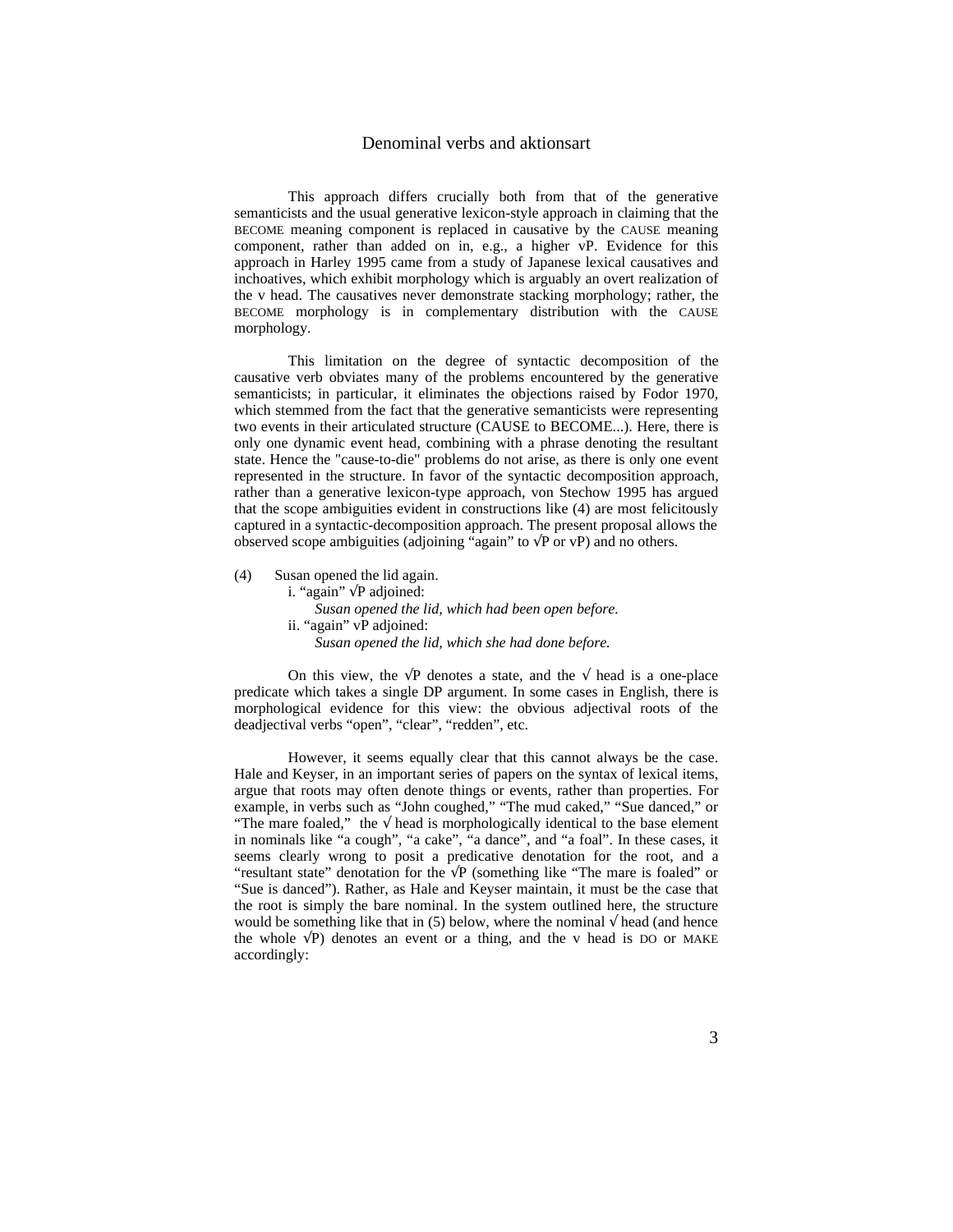This approach differs crucially both from that of the generative semanticists and the usual generative lexicon-style approach in claiming that the BECOME meaning component is replaced in causative by the CAUSE meaning component, rather than added on in, e.g., a higher vP. Evidence for this approach in Harley 1995 came from a study of Japanese lexical causatives and inchoatives, which exhibit morphology which is arguably an overt realization of the v head. The causatives never demonstrate stacking morphology; rather, the BECOME morphology is in complementary distribution with the CAUSE morphology.

This limitation on the degree of syntactic decomposition of the causative verb obviates many of the problems encountered by the generative semanticists; in particular, it eliminates the objections raised by Fodor 1970, which stemmed from the fact that the generative semanticists were representing two events in their articulated structure (CAUSE to BECOME...). Here, there is only one dynamic event head, combining with a phrase denoting the resultant state. Hence the "cause-to-die" problems do not arise, as there is only one event represented in the structure. In favor of the syntactic decomposition approach, rather than a generative lexicon-type approach, von Stechow 1995 has argued that the scope ambiguities evident in constructions like (4) are most felicitously captured in a syntactic-decomposition approach. The present proposal allows the observed scope ambiguities (adjoining "again" to √P or vP) and no others.

(4) Susan opened the lid again.
   i. "again" √P adjoined:
      *Susan opened the lid, which had been open before.*
   ii. "again" vP adjoined:
      *Susan opened the lid, which she had done before.*

On this view, the √P denotes a state, and the √ head is a one-place predicate which takes a single DP argument. In some cases in English, there is morphological evidence for this view: the obvious adjectival roots of the deadjectival verbs "open", "clear", "redden", etc.

However, it seems equally clear that this cannot always be the case. Hale and Keyser, in an important series of papers on the syntax of lexical items, argue that roots may often denote things or events, rather than properties. For example, in verbs such as "John coughed," "The mud caked," "Sue danced," or "The mare foaled," the √ head is morphologically identical to the base element in nominals like "a cough", "a cake", "a dance", and "a foal". In these cases, it seems clearly wrong to posit a predicative denotation for the root, and a "resultant state" denotation for the √P (something like "The mare is foaled" or "Sue is danced"). Rather, as Hale and Keyser maintain, it must be the case that the root is simply the bare nominal. In the system outlined here, the structure would be something like that in (5) below, where the nominal √ head (and hence the whole √P) denotes an event or a thing, and the v head is DO or MAKE accordingly: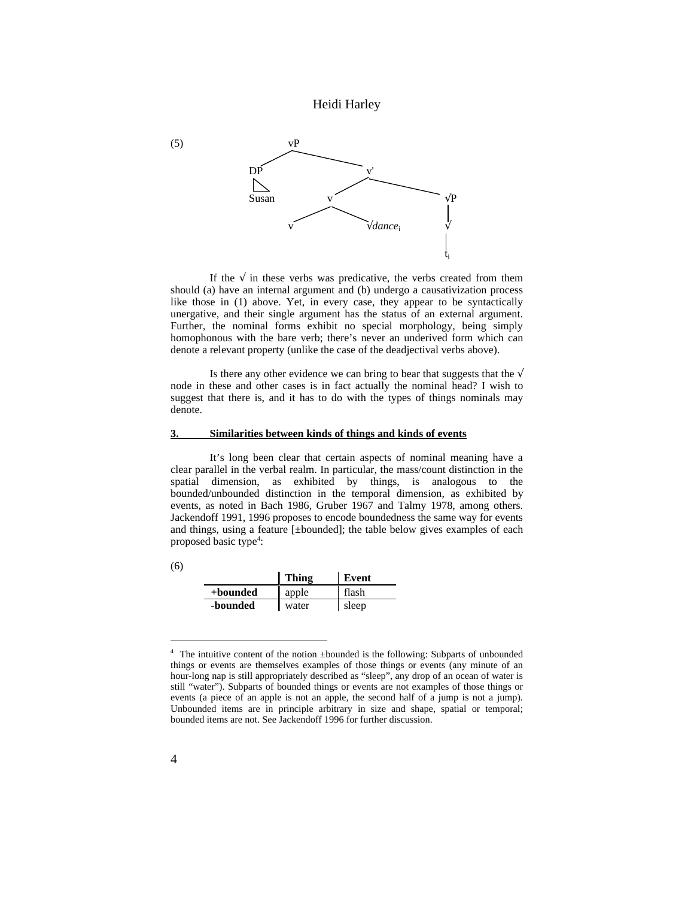(5)

```
                vP
              /    \
            DP      v'
            |      /   \
          Susan   v     √P
                 / \     |
                v  √dance_i  √
                          |
                          t_i
```

If the √ in these verbs was predicative, the verbs created from them should (a) have an internal argument and (b) undergo a causativization process like those in (1) above. Yet, in every case, they appear to be syntactically unergative, and their single argument has the status of an external argument. Further, the nominal forms exhibit no special morphology, being simply homophonous with the bare verb; there's never an underived form which can denote a relevant property (unlike the case of the deadjectival verbs above).

Is there any other evidence we can bring to bear that suggests that the √ node in these and other cases is in fact actually the nominal head? I wish to suggest that there is, and it has to do with the types of things nominals may denote.

## 3. Similarities between kinds of things and kinds of events

It's long been clear that certain aspects of nominal meaning have a clear parallel in the verbal realm. In particular, the mass/count distinction in the spatial dimension, as exhibited by things, is analogous to the bounded/unbounded distinction in the temporal dimension, as exhibited by events, as noted in Bach 1986, Gruber 1967 and Talmy 1978, among others. Jackendoff 1991, 1996 proposes to encode boundedness the same way for events and things, using a feature [±bounded]; the table below gives examples of each proposed basic type[4]:

(6)

| | **Thing** | **Event** |
|---|---|---|
| **+bounded** | apple | flash |
| **-bounded** | water | sleep |

[4] The intuitive content of the notion ±bounded is the following: Subparts of unbounded things or events are themselves examples of those things or events (any minute of an hour-long nap is still appropriately described as "sleep", any drop of an ocean of water is still "water"). Subparts of bounded things or events are not examples of those things or events (a piece of an apple is not an apple, the second half of a jump is not a jump). Unbounded items are in principle arbitrary in size and shape, spatial or temporal; bounded items are not. See Jackendoff 1996 for further discussion.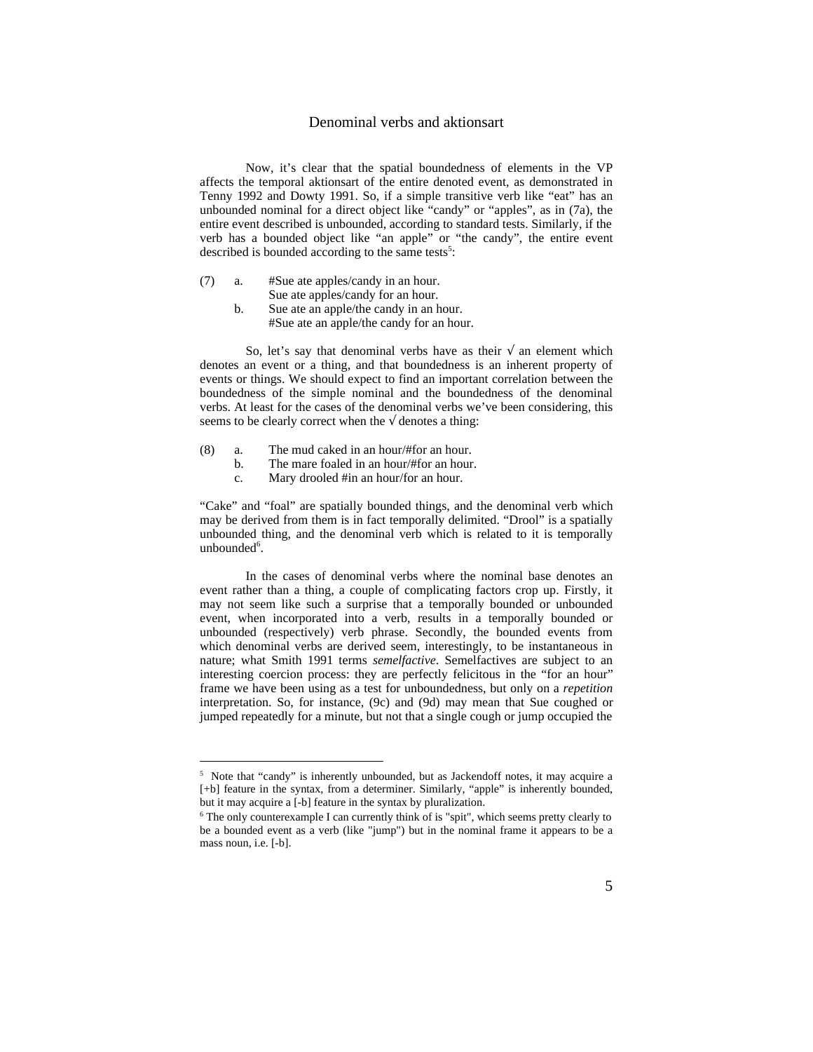Now, it's clear that the spatial boundedness of elements in the VP affects the temporal aktionsart of the entire denoted event, as demonstrated in Tenny 1992 and Dowty 1991. So, if a simple transitive verb like "eat" has an unbounded nominal for a direct object like "candy" or "apples", as in (7a), the entire event described is unbounded, according to standard tests. Similarly, if the verb has a bounded object like "an apple" or "the candy", the entire event described is bounded according to the same tests[5]:

(7) a. #Sue ate apples/candy in an hour.
    Sue ate apples/candy for an hour.
  b. Sue ate an apple/the candy in an hour.
    #Sue ate an apple/the candy for an hour.

So, let's say that denominal verbs have as their √ an element which denotes an event or a thing, and that boundedness is an inherent property of events or things. We should expect to find an important correlation between the boundedness of the simple nominal and the boundedness of the denominal verbs. At least for the cases of the denominal verbs we've been considering, this seems to be clearly correct when the √ denotes a thing:

(8) a. The mud caked in an hour/#for an hour.
  b. The mare foaled in an hour/#for an hour.
  c. Mary drooled #in an hour/for an hour.

"Cake" and "foal" are spatially bounded things, and the denominal verb which may be derived from them is in fact temporally delimited. "Drool" is a spatially unbounded thing, and the denominal verb which is related to it is temporally unbounded[6].

In the cases of denominal verbs where the nominal base denotes an event rather than a thing, a couple of complicating factors crop up. Firstly, it may not seem like such a surprise that a temporally bounded or unbounded event, when incorporated into a verb, results in a temporally bounded or unbounded (respectively) verb phrase. Secondly, the bounded events from which denominal verbs are derived seem, interestingly, to be instantaneous in nature; what Smith 1991 terms *semelfactive*. Semelfactives are subject to an interesting coercion process: they are perfectly felicitous in the "for an hour" frame we have been using as a test for unboundedness, but only on a *repetition* interpretation. So, for instance, (9c) and (9d) may mean that Sue coughed or jumped repeatedly for a minute, but not that a single cough or jump occupied the

---

[5] Note that "candy" is inherently unbounded, but as Jackendoff notes, it may acquire a [+b] feature in the syntax, from a determiner. Similarly, "apple" is inherently bounded, but it may acquire a [-b] feature in the syntax by pluralization.

[6] The only counterexample I can currently think of is "spit", which seems pretty clearly to be a bounded event as a verb (like "jump") but in the nominal frame it appears to be a mass noun, i.e. [-b].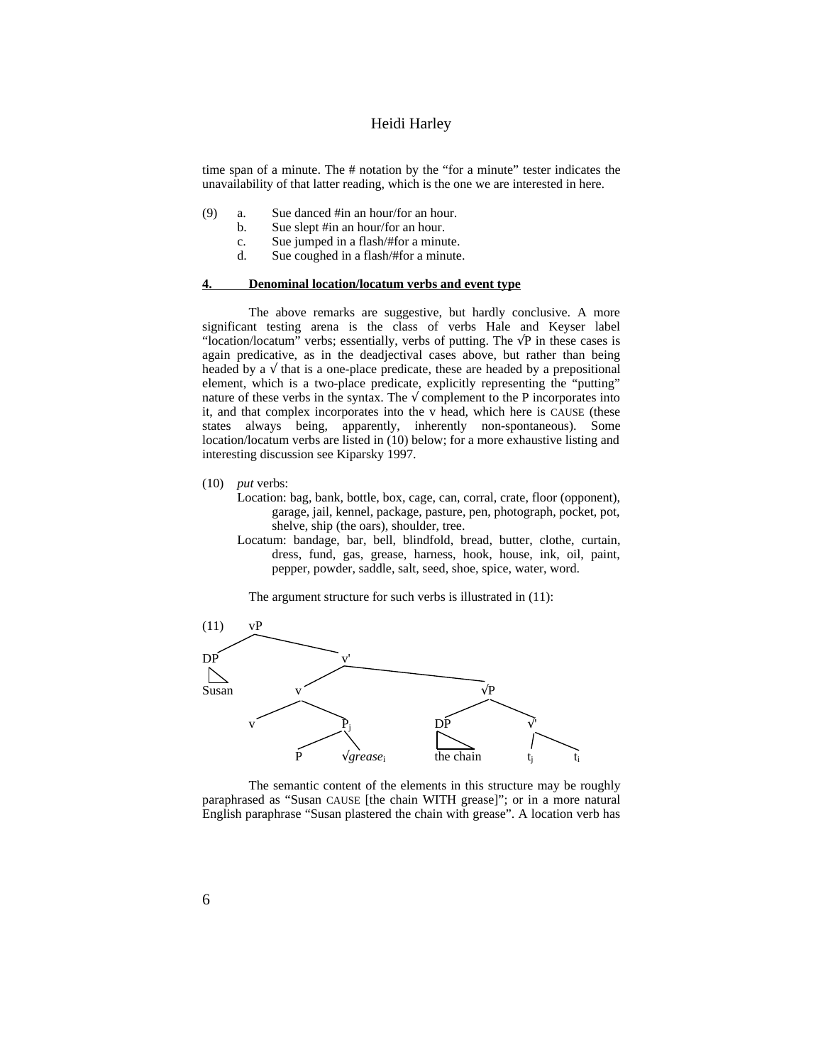time span of a minute. The # notation by the “for a minute” tester indicates the unavailability of that latter reading, which is the one we are interested in here.

(9) a. Sue danced #in an hour/for an hour.
    b. Sue slept #in an hour/for an hour.
    c. Sue jumped in a flash/#for a minute.
    d. Sue coughed in a flash/#for a minute.

## 4. Denominal location/locatum verbs and event type

The above remarks are suggestive, but hardly conclusive. A more significant testing arena is the class of verbs Hale and Keyser label “location/locatum” verbs; essentially, verbs of putting. The √P in these cases is again predicative, as in the deadjectival cases above, but rather than being headed by a √ that is a one-place predicate, these are headed by a prepositional element, which is a two-place predicate, explicitly representing the “putting” nature of these verbs in the syntax. The √ complement to the P incorporates into it, and that complex incorporates into the v head, which here is CAUSE (these states always being, apparently, inherently non-spontaneous). Some location/locatum verbs are listed in (10) below; for a more exhaustive listing and interesting discussion see Kiparsky 1997.

(10) *put* verbs:

Location: bag, bank, bottle, box, cage, can, corral, crate, floor (opponent), garage, jail, kennel, package, pasture, pen, photograph, pocket, pot, shelve, ship (the oars), shoulder, tree.

Locatum: bandage, bar, bell, blindfold, bread, butter, clothe, curtain, dress, fund, gas, grease, harness, hook, house, ink, oil, paint, pepper, powder, saddle, salt, seed, shoe, spice, water, word.

The argument structure for such verbs is illustrated in (11):

(11) [vP [DP Susan] [v' [v v [$P_j$ P √*grease*$_i$]] [√P [DP the chain] [√' $t_j$ $t_i$]]]]

The semantic content of the elements in this structure may be roughly paraphrased as “Susan CAUSE [the chain WITH grease]”; or in a more natural English paraphrase “Susan plastered the chain with grease”. A location verb has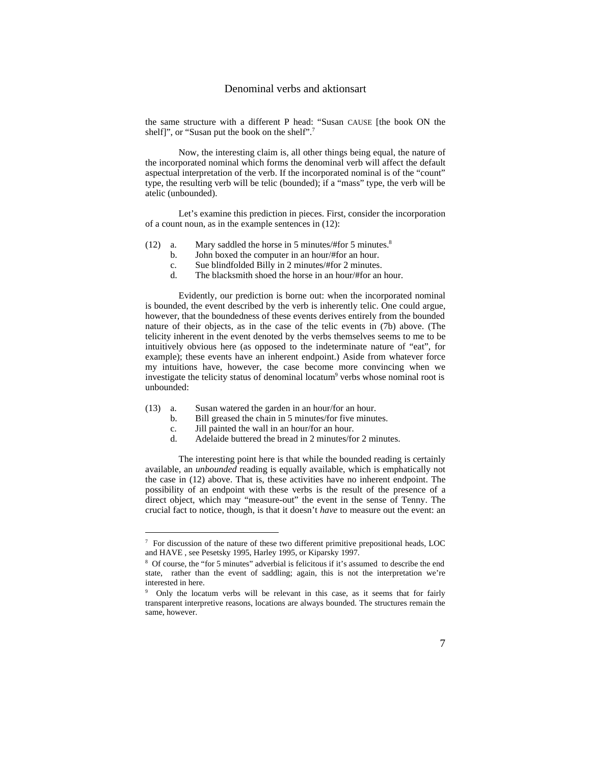the same structure with a different P head: "Susan CAUSE [the book ON the shelf]", or "Susan put the book on the shelf".[7]

Now, the interesting claim is, all other things being equal, the nature of the incorporated nominal which forms the denominal verb will affect the default aspectual interpretation of the verb. If the incorporated nominal is of the "count" type, the resulting verb will be telic (bounded); if a "mass" type, the verb will be atelic (unbounded).

Let's examine this prediction in pieces. First, consider the incorporation of a count noun, as in the example sentences in (12):

(12) a. Mary saddled the horse in 5 minutes/#for 5 minutes.[8]
 b. John boxed the computer in an hour/#for an hour.
 c. Sue blindfolded Billy in 2 minutes/#for 2 minutes.
 d. The blacksmith shoed the horse in an hour/#for an hour.

Evidently, our prediction is borne out: when the incorporated nominal is bounded, the event described by the verb is inherently telic. One could argue, however, that the boundedness of these events derives entirely from the bounded nature of their objects, as in the case of the telic events in (7b) above. (The telicity inherent in the event denoted by the verbs themselves seems to me to be intuitively obvious here (as opposed to the indeterminate nature of "eat", for example); these events have an inherent endpoint.) Aside from whatever force my intuitions have, however, the case become more convincing when we investigate the telicity status of denominal locatum[9] verbs whose nominal root is unbounded:

(13) a. Susan watered the garden in an hour/for an hour.
 b. Bill greased the chain in 5 minutes/for five minutes.
 c. Jill painted the wall in an hour/for an hour.
 d. Adelaide buttered the bread in 2 minutes/for 2 minutes.

The interesting point here is that while the bounded reading is certainly available, an *unbounded* reading is equally available, which is emphatically not the case in (12) above. That is, these activities have no inherent endpoint. The possibility of an endpoint with these verbs is the result of the presence of a direct object, which may "measure-out" the event in the sense of Tenny. The crucial fact to notice, though, is that it doesn't *have* to measure out the event: an

---

[7] For discussion of the nature of these two different primitive prepositional heads, LOC and HAVE , see Pesetsky 1995, Harley 1995, or Kiparsky 1997.

[8] Of course, the "for 5 minutes" adverbial is felicitous if it's assumed to describe the end state, rather than the event of saddling; again, this is not the interpretation we're interested in here.

[9] Only the locatum verbs will be relevant in this case, as it seems that for fairly transparent interpretive reasons, locations are always bounded. The structures remain the same, however.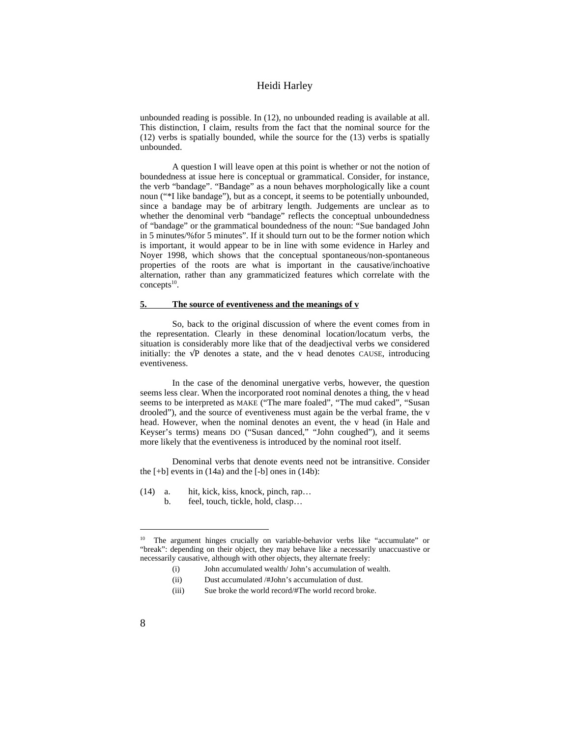unbounded reading is possible. In (12), no unbounded reading is available at all. This distinction, I claim, results from the fact that the nominal source for the (12) verbs is spatially bounded, while the source for the (13) verbs is spatially unbounded.

A question I will leave open at this point is whether or not the notion of boundedness at issue here is conceptual or grammatical. Consider, for instance, the verb "bandage". "Bandage" as a noun behaves morphologically like a count noun ("*I like bandage"), but as a concept, it seems to be potentially unbounded, since a bandage may be of arbitrary length. Judgements are unclear as to whether the denominal verb "bandage" reflects the conceptual unboundedness of "bandage" or the grammatical boundedness of the noun: "Sue bandaged John in 5 minutes/%for 5 minutes". If it should turn out to be the former notion which is important, it would appear to be in line with some evidence in Harley and Noyer 1998, which shows that the conceptual spontaneous/non-spontaneous properties of the roots are what is important in the causative/inchoative alternation, rather than any grammaticized features which correlate with the concepts[10].

## 5. The source of eventiveness and the meanings of v

So, back to the original discussion of where the event comes from in the representation. Clearly in these denominal location/locatum verbs, the situation is considerably more like that of the deadjectival verbs we considered initially: the √P denotes a state, and the v head denotes CAUSE, introducing eventiveness.

In the case of the denominal unergative verbs, however, the question seems less clear. When the incorporated root nominal denotes a thing, the v head seems to be interpreted as MAKE ("The mare foaled", "The mud caked", "Susan drooled"), and the source of eventiveness must again be the verbal frame, the v head. However, when the nominal denotes an event, the v head (in Hale and Keyser's terms) means DO ("Susan danced," "John coughed"), and it seems more likely that the eventiveness is introduced by the nominal root itself.

Denominal verbs that denote events need not be intransitive. Consider the [+b] events in (14a) and the [-b] ones in (14b):

(14) a. hit, kick, kiss, knock, pinch, rap…
b. feel, touch, tickle, hold, clasp…

---

[10] The argument hinges crucially on variable-behavior verbs like "accumulate" or "break": depending on their object, they may behave like a necessarily unaccuastive or necessarily causative, although with other objects, they alternate freely:

(i) John accumulated wealth/ John's accumulation of wealth.
(ii) Dust accumulated /#John's accumulation of dust.
(iii) Sue broke the world record/#The world record broke.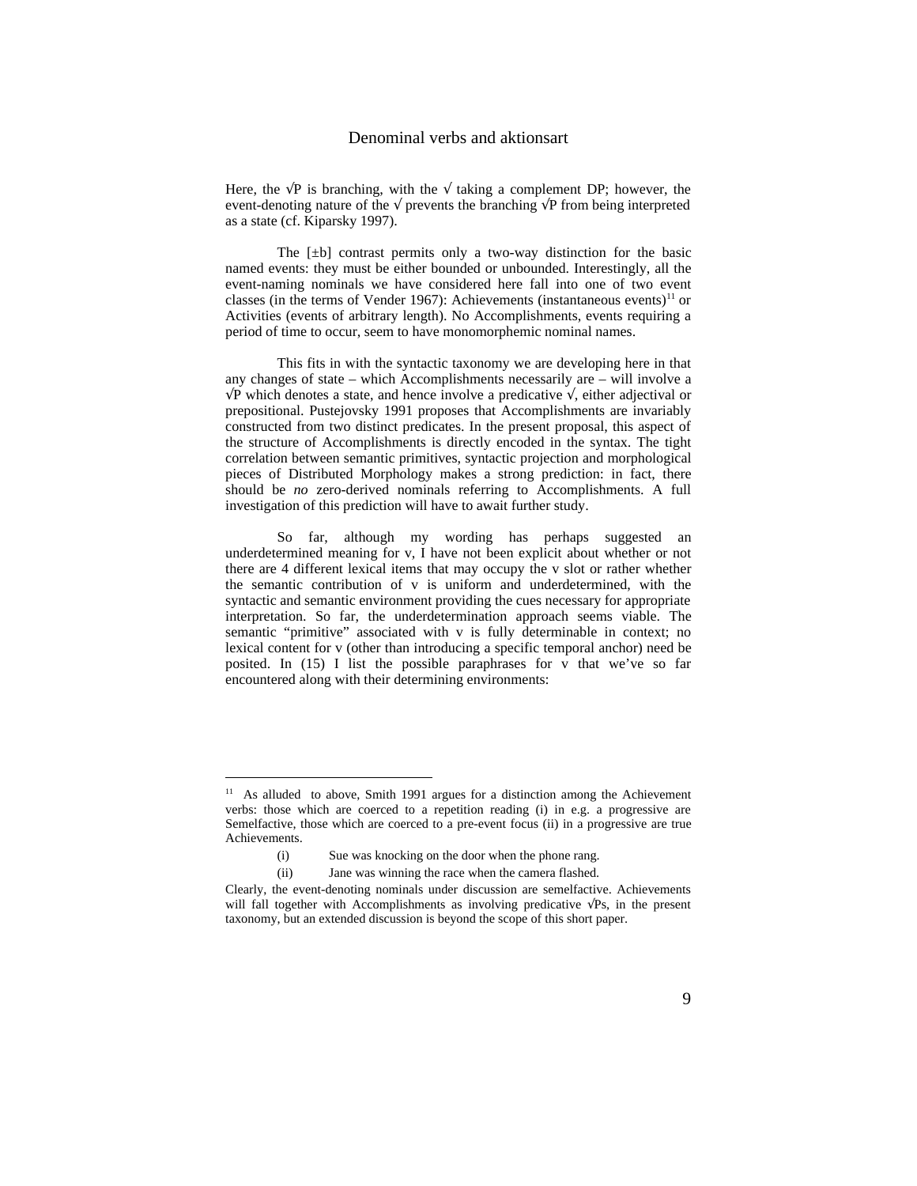Here, the √P is branching, with the √ taking a complement DP; however, the event-denoting nature of the √ prevents the branching √P from being interpreted as a state (cf. Kiparsky 1997).

The [±b] contrast permits only a two-way distinction for the basic named events: they must be either bounded or unbounded. Interestingly, all the event-naming nominals we have considered here fall into one of two event classes (in the terms of Vender 1967): Achievements (instantaneous events)[11] or Activities (events of arbitrary length). No Accomplishments, events requiring a period of time to occur, seem to have monomorphemic nominal names.

This fits in with the syntactic taxonomy we are developing here in that any changes of state – which Accomplishments necessarily are – will involve a √P which denotes a state, and hence involve a predicative √, either adjectival or prepositional. Pustejovsky 1991 proposes that Accomplishments are invariably constructed from two distinct predicates. In the present proposal, this aspect of the structure of Accomplishments is directly encoded in the syntax. The tight correlation between semantic primitives, syntactic projection and morphological pieces of Distributed Morphology makes a strong prediction: in fact, there should be *no* zero-derived nominals referring to Accomplishments. A full investigation of this prediction will have to await further study.

So far, although my wording has perhaps suggested an underdetermined meaning for v, I have not been explicit about whether or not there are 4 different lexical items that may occupy the v slot or rather whether the semantic contribution of v is uniform and underdetermined, with the syntactic and semantic environment providing the cues necessary for appropriate interpretation. So far, the underdetermination approach seems viable. The semantic "primitive" associated with v is fully determinable in context; no lexical content for v (other than introducing a specific temporal anchor) need be posited. In (15) I list the possible paraphrases for v that we've so far encountered along with their determining environments:

---

[11] As alluded to above, Smith 1991 argues for a distinction among the Achievement verbs: those which are coerced to a repetition reading (i) in e.g. a progressive are Semelfactive, those which are coerced to a pre-event focus (ii) in a progressive are true Achievements.

(i) Sue was knocking on the door when the phone rang.

(ii) Jane was winning the race when the camera flashed.

Clearly, the event-denoting nominals under discussion are semelfactive. Achievements will fall together with Accomplishments as involving predicative √Ps, in the present taxonomy, but an extended discussion is beyond the scope of this short paper.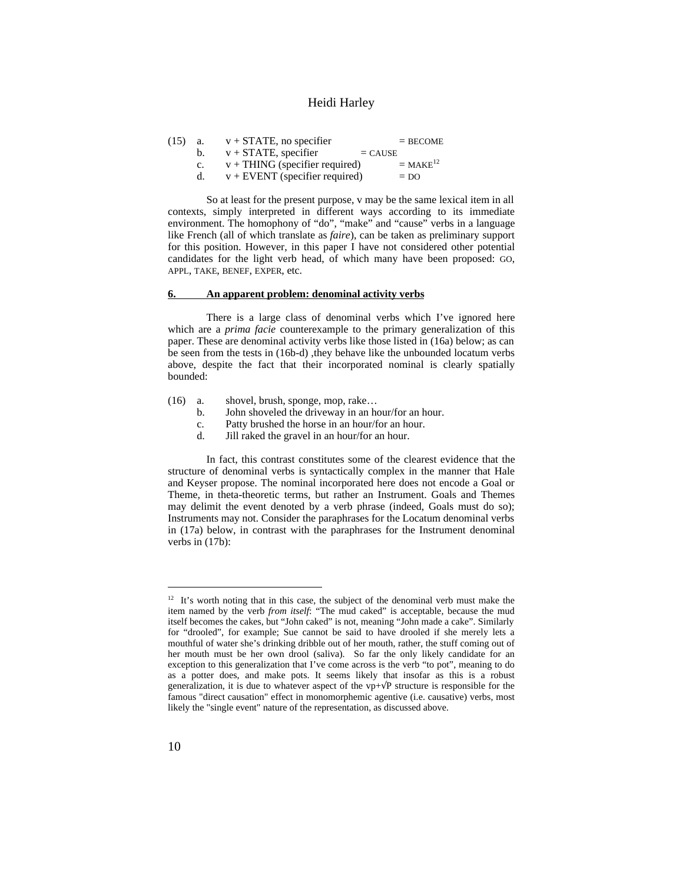(15) a. v + STATE, no specifier = BECOME
 b. v + STATE, specifier = CAUSE
 c. v + THING (specifier required) = MAKE[12]
 d. v + EVENT (specifier required) = DO

So at least for the present purpose, v may be the same lexical item in all contexts, simply interpreted in different ways according to its immediate environment. The homophony of "do", "make" and "cause" verbs in a language like French (all of which translate as *faire*), can be taken as preliminary support for this position. However, in this paper I have not considered other potential candidates for the light verb head, of which many have been proposed: GO, APPL, TAKE, BENEF, EXPER, etc.

## 6. An apparent problem: denominal activity verbs

There is a large class of denominal verbs which I've ignored here which are a *prima facie* counterexample to the primary generalization of this paper. These are denominal activity verbs like those listed in (16a) below; as can be seen from the tests in (16b-d) ,they behave like the unbounded locatum verbs above, despite the fact that their incorporated nominal is clearly spatially bounded:

(16) a. shovel, brush, sponge, mop, rake…
 b. John shoveled the driveway in an hour/for an hour.
 c. Patty brushed the horse in an hour/for an hour.
 d. Jill raked the gravel in an hour/for an hour.

In fact, this contrast constitutes some of the clearest evidence that the structure of denominal verbs is syntactically complex in the manner that Hale and Keyser propose. The nominal incorporated here does not encode a Goal or Theme, in theta-theoretic terms, but rather an Instrument. Goals and Themes may delimit the event denoted by a verb phrase (indeed, Goals must do so); Instruments may not. Consider the paraphrases for the Locatum denominal verbs in (17a) below, in contrast with the paraphrases for the Instrument denominal verbs in (17b):

---

[12] It's worth noting that in this case, the subject of the denominal verb must make the item named by the verb *from itself*: "The mud caked" is acceptable, because the mud itself becomes the cakes, but "John caked" is not, meaning "John made a cake". Similarly for "drooled", for example; Sue cannot be said to have drooled if she merely lets a mouthful of water she's drinking dribble out of her mouth, rather, the stuff coming out of her mouth must be her own drool (saliva). So far the only likely candidate for an exception to this generalization that I've come across is the verb "to pot", meaning to do as a potter does, and make pots. It seems likely that insofar as this is a robust generalization, it is due to whatever aspect of the vp+√P structure is responsible for the famous "direct causation" effect in monomorphemic agentive (i.e. causative) verbs, most likely the "single event" nature of the representation, as discussed above.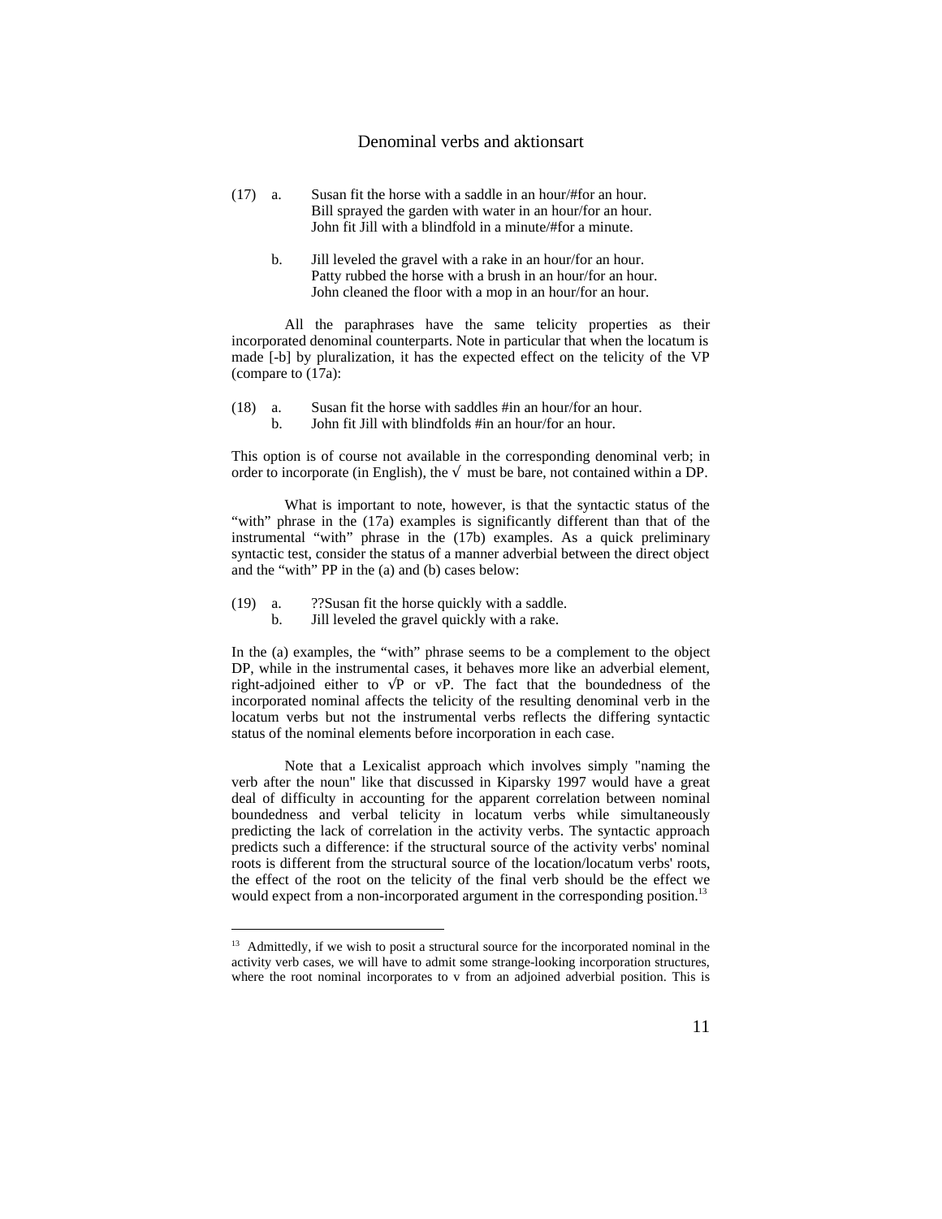(17) a. Susan fit the horse with a saddle in an hour/#for an hour.
Bill sprayed the garden with water in an hour/for an hour.
John fit Jill with a blindfold in a minute/#for a minute.

b. Jill leveled the gravel with a rake in an hour/for an hour.
Patty rubbed the horse with a brush in an hour/for an hour.
John cleaned the floor with a mop in an hour/for an hour.

All the paraphrases have the same telicity properties as their incorporated denominal counterparts. Note in particular that when the locatum is made [-b] by pluralization, it has the expected effect on the telicity of the VP (compare to (17a):

(18) a. Susan fit the horse with saddles #in an hour/for an hour.
b. John fit Jill with blindfolds #in an hour/for an hour.

This option is of course not available in the corresponding denominal verb; in order to incorporate (in English), the √ must be bare, not contained within a DP.

What is important to note, however, is that the syntactic status of the "with" phrase in the (17a) examples is significantly different than that of the instrumental "with" phrase in the (17b) examples. As a quick preliminary syntactic test, consider the status of a manner adverbial between the direct object and the "with" PP in the (a) and (b) cases below:

(19) a. ??Susan fit the horse quickly with a saddle.
b. Jill leveled the gravel quickly with a rake.

In the (a) examples, the "with" phrase seems to be a complement to the object DP, while in the instrumental cases, it behaves more like an adverbial element, right-adjoined either to √P or vP. The fact that the boundedness of the incorporated nominal affects the telicity of the resulting denominal verb in the locatum verbs but not the instrumental verbs reflects the differing syntactic status of the nominal elements before incorporation in each case.

Note that a Lexicalist approach which involves simply "naming the verb after the noun" like that discussed in Kiparsky 1997 would have a great deal of difficulty in accounting for the apparent correlation between nominal boundedness and verbal telicity in locatum verbs while simultaneously predicting the lack of correlation in the activity verbs. The syntactic approach predicts such a difference: if the structural source of the activity verbs' nominal roots is different from the structural source of the location/locatum verbs' roots, the effect of the root on the telicity of the final verb should be the effect we would expect from a non-incorporated argument in the corresponding position.[13]

---

[13] Admittedly, if we wish to posit a structural source for the incorporated nominal in the activity verb cases, we will have to admit some strange-looking incorporation structures, where the root nominal incorporates to v from an adjoined adverbial position. This is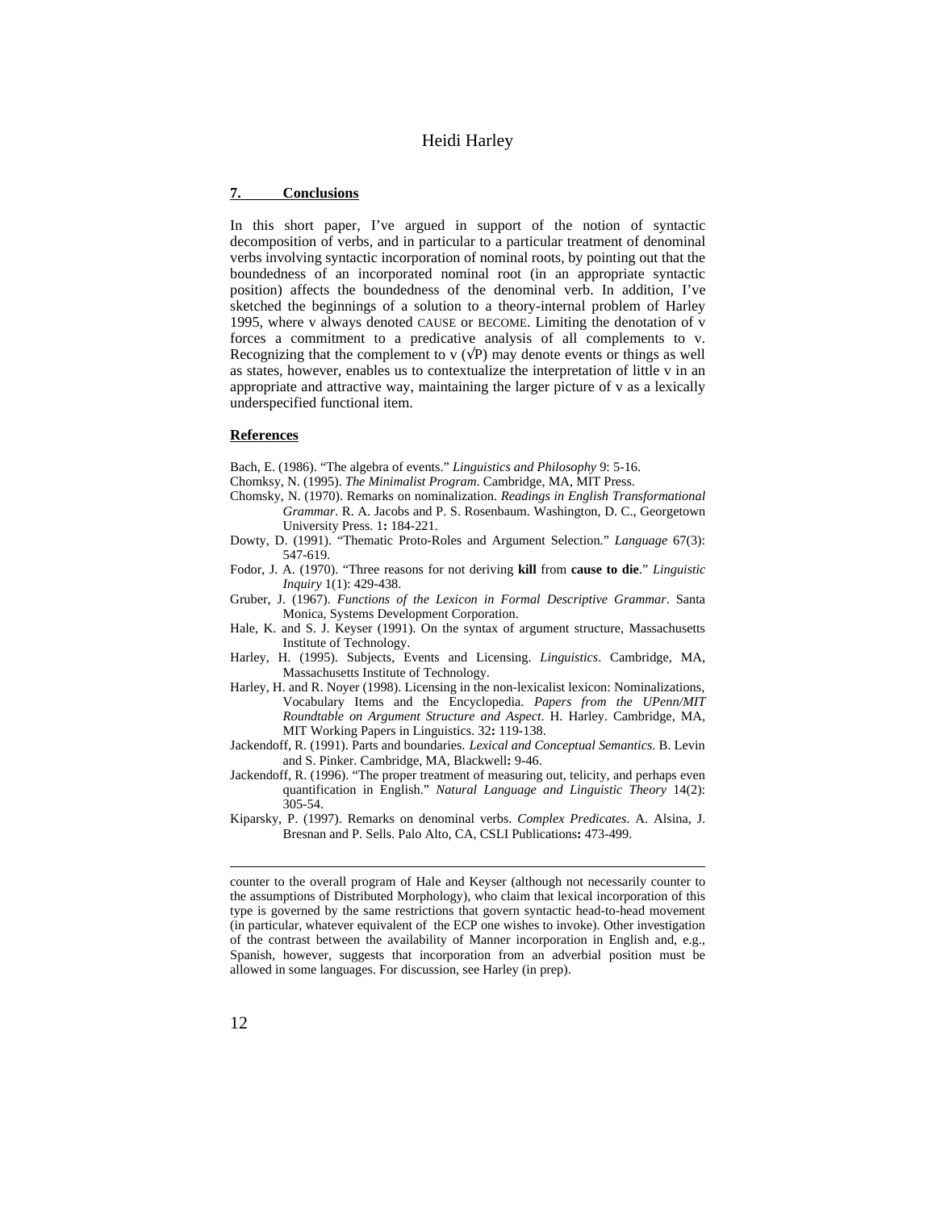## 7. Conclusions

In this short paper, I've argued in support of the notion of syntactic decomposition of verbs, and in particular to a particular treatment of denominal verbs involving syntactic incorporation of nominal roots, by pointing out that the boundedness of an incorporated nominal root (in an appropriate syntactic position) affects the boundedness of the denominal verb. In addition, I've sketched the beginnings of a solution to a theory-internal problem of Harley 1995, where v always denoted CAUSE or BECOME. Limiting the denotation of v forces a commitment to a predicative analysis of all complements to v. Recognizing that the complement to v (√P) may denote events or things as well as states, however, enables us to contextualize the interpretation of little v in an appropriate and attractive way, maintaining the larger picture of v as a lexically underspecified functional item.

## References

Bach, E. (1986). "The algebra of events." *Linguistics and Philosophy* 9: 5-16.

Chomksy, N. (1995). *The Minimalist Program*. Cambridge, MA, MIT Press.

Chomsky, N. (1970). Remarks on nominalization. *Readings in English Transformational Grammar*. R. A. Jacobs and P. S. Rosenbaum. Washington, D. C., Georgetown University Press. 1**:** 184-221.

Dowty, D. (1991). "Thematic Proto-Roles and Argument Selection." *Language* 67(3): 547-619.

Fodor, J. A. (1970). "Three reasons for not deriving **kill** from **cause to die**." *Linguistic Inquiry* 1(1): 429-438.

Gruber, J. (1967). *Functions of the Lexicon in Formal Descriptive Grammar*. Santa Monica, Systems Development Corporation.

Hale, K. and S. J. Keyser (1991). On the syntax of argument structure, Massachusetts Institute of Technology.

Harley, H. (1995). Subjects, Events and Licensing. *Linguistics*. Cambridge, MA, Massachusetts Institute of Technology.

Harley, H. and R. Noyer (1998). Licensing in the non-lexicalist lexicon: Nominalizations, Vocabulary Items and the Encyclopedia. *Papers from the UPenn/MIT Roundtable on Argument Structure and Aspect*. H. Harley. Cambridge, MA, MIT Working Papers in Linguistics. 32**:** 119-138.

Jackendoff, R. (1991). Parts and boundaries. *Lexical and Conceptual Semantics*. B. Levin and S. Pinker. Cambridge, MA, Blackwell**:** 9-46.

Jackendoff, R. (1996). "The proper treatment of measuring out, telicity, and perhaps even quantification in English." *Natural Language and Linguistic Theory* 14(2): 305-54.

Kiparsky, P. (1997). Remarks on denominal verbs. *Complex Predicates*. A. Alsina, J. Bresnan and P. Sells. Palo Alto, CA, CSLI Publications**:** 473-499.

---

counter to the overall program of Hale and Keyser (although not necessarily counter to the assumptions of Distributed Morphology), who claim that lexical incorporation of this type is governed by the same restrictions that govern syntactic head-to-head movement (in particular, whatever equivalent of the ECP one wishes to invoke). Other investigation of the contrast between the availability of Manner incorporation in English and, e.g., Spanish, however, suggests that incorporation from an adverbial position must be allowed in some languages. For discussion, see Harley (in prep).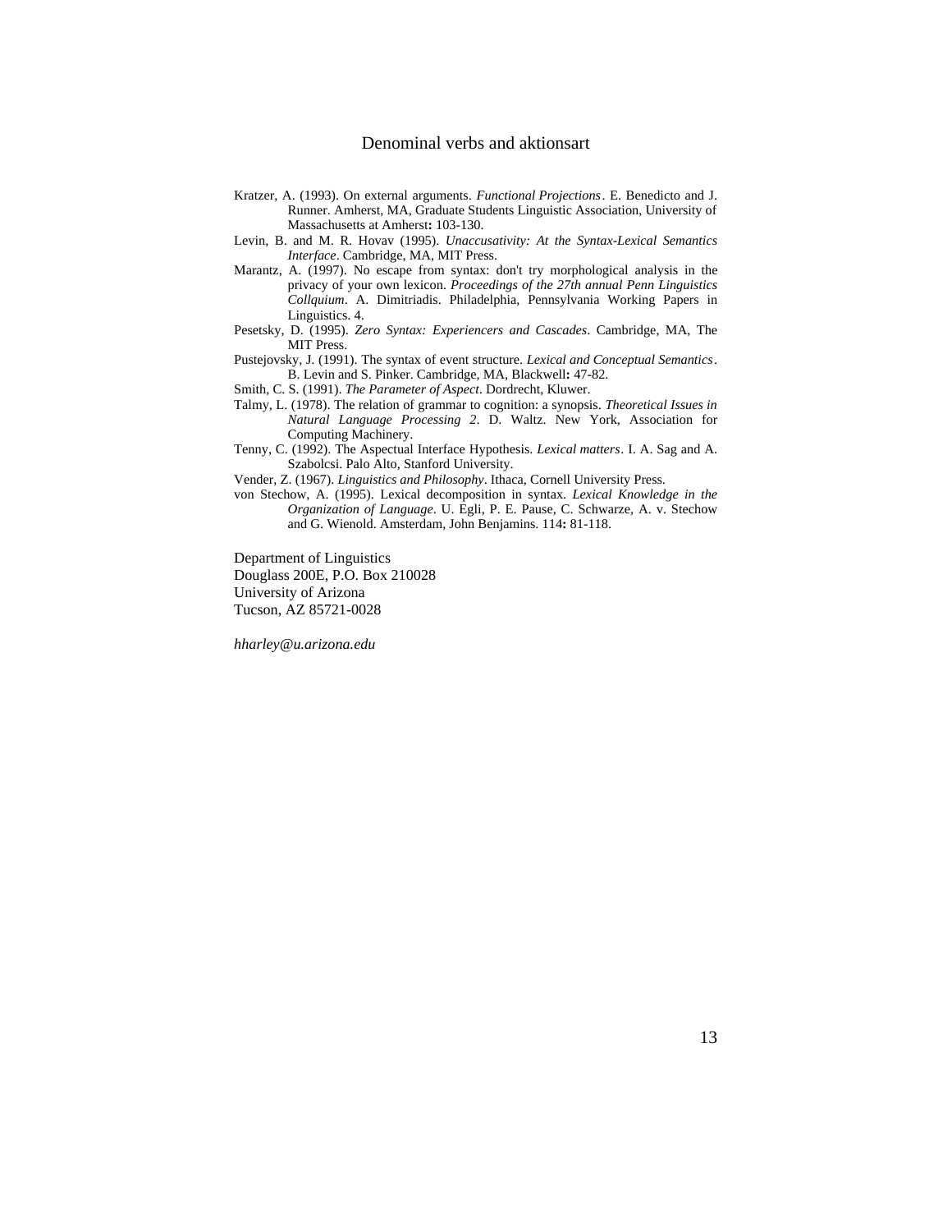Kratzer, A. (1993). On external arguments. *Functional Projections*. E. Benedicto and J. Runner. Amherst, MA, Graduate Students Linguistic Association, University of Massachusetts at Amherst**:** 103-130.

Levin, B. and M. R. Hovav (1995). *Unaccusativity: At the Syntax-Lexical Semantics Interface*. Cambridge, MA, MIT Press.

Marantz, A. (1997). No escape from syntax: don't try morphological analysis in the privacy of your own lexicon. *Proceedings of the 27th annual Penn Linguistics Collquium*. A. Dimitriadis. Philadelphia, Pennsylvania Working Papers in Linguistics. 4.

Pesetsky, D. (1995). *Zero Syntax: Experiencers and Cascades*. Cambridge, MA, The MIT Press.

Pustejovsky, J. (1991). The syntax of event structure. *Lexical and Conceptual Semantics*. B. Levin and S. Pinker. Cambridge, MA, Blackwell**:** 47-82.

Smith, C. S. (1991). *The Parameter of Aspect*. Dordrecht, Kluwer.

Talmy, L. (1978). The relation of grammar to cognition: a synopsis. *Theoretical Issues in Natural Language Processing 2*. D. Waltz. New York, Association for Computing Machinery.

Tenny, C. (1992). The Aspectual Interface Hypothesis. *Lexical matters*. I. A. Sag and A. Szabolcsi. Palo Alto, Stanford University.

Vender, Z. (1967). *Linguistics and Philosophy*. Ithaca, Cornell University Press.

von Stechow, A. (1995). Lexical decomposition in syntax. *Lexical Knowledge in the Organization of Language*. U. Egli, P. E. Pause, C. Schwarze, A. v. Stechow and G. Wienold. Amsterdam, John Benjamins. 114**:** 81-118.

Department of Linguistics
Douglass 200E, P.O. Box 210028
University of Arizona
Tucson, AZ 85721-0028

*hharley@u.arizona.edu*